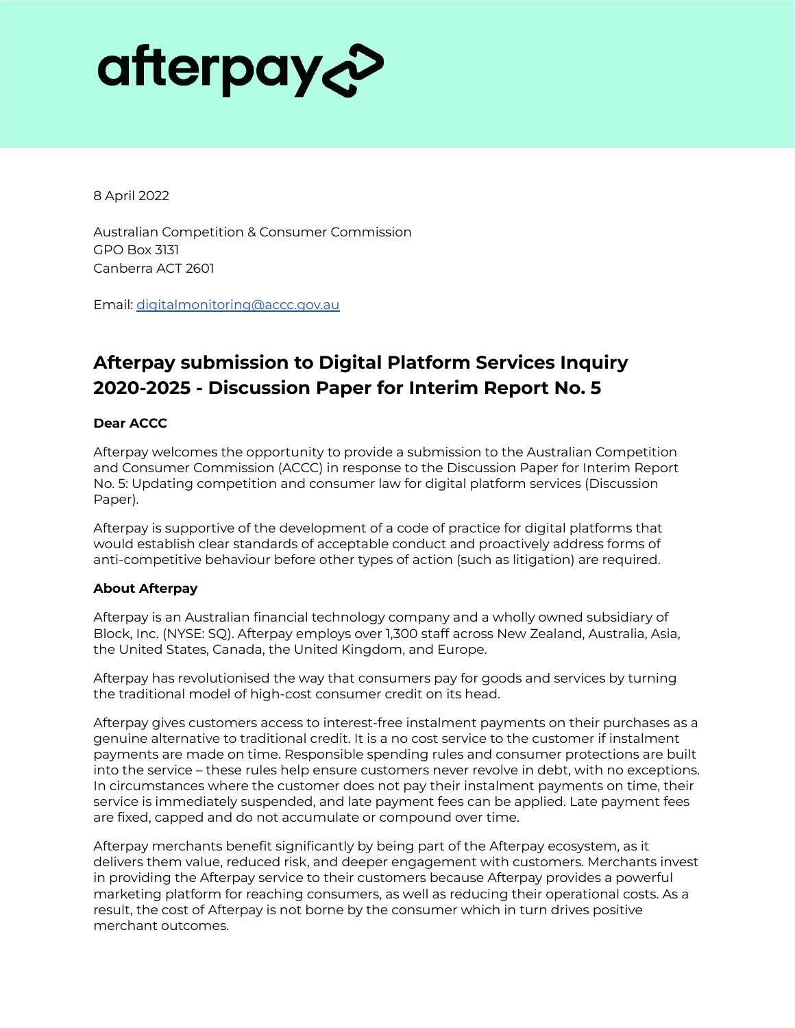afterpay

8 April 2022

Australian Competition & Consumer Commission
GPO Box 3131
Canberra ACT 2601

Email: [digitalmonitoring@accc.gov.au](mailto:digitalmonitoring@accc.gov.au)

## Afterpay submission to Digital Platform Services Inquiry 2020-2025 - Discussion Paper for Interim Report No. 5

**Dear ACCC**

Afterpay welcomes the opportunity to provide a submission to the Australian Competition and Consumer Commission (ACCC) in response to the Discussion Paper for Interim Report No. 5: Updating competition and consumer law for digital platform services (Discussion Paper).

Afterpay is supportive of the development of a code of practice for digital platforms that would establish clear standards of acceptable conduct and proactively address forms of anti-competitive behaviour before other types of action (such as litigation) are required.

**About Afterpay**

Afterpay is an Australian financial technology company and a wholly owned subsidiary of Block, Inc. (NYSE: SQ). Afterpay employs over 1,300 staff across New Zealand, Australia, Asia, the United States, Canada, the United Kingdom, and Europe.

Afterpay has revolutionised the way that consumers pay for goods and services by turning the traditional model of high-cost consumer credit on its head.

Afterpay gives customers access to interest-free instalment payments on their purchases as a genuine alternative to traditional credit. It is a no cost service to the customer if instalment payments are made on time. Responsible spending rules and consumer protections are built into the service – these rules help ensure customers never revolve in debt, with no exceptions. In circumstances where the customer does not pay their instalment payments on time, their service is immediately suspended, and late payment fees can be applied. Late payment fees are fixed, capped and do not accumulate or compound over time.

Afterpay merchants benefit significantly by being part of the Afterpay ecosystem, as it delivers them value, reduced risk, and deeper engagement with customers. Merchants invest in providing the Afterpay service to their customers because Afterpay provides a powerful marketing platform for reaching consumers, as well as reducing their operational costs. As a result, the cost of Afterpay is not borne by the consumer which in turn drives positive merchant outcomes.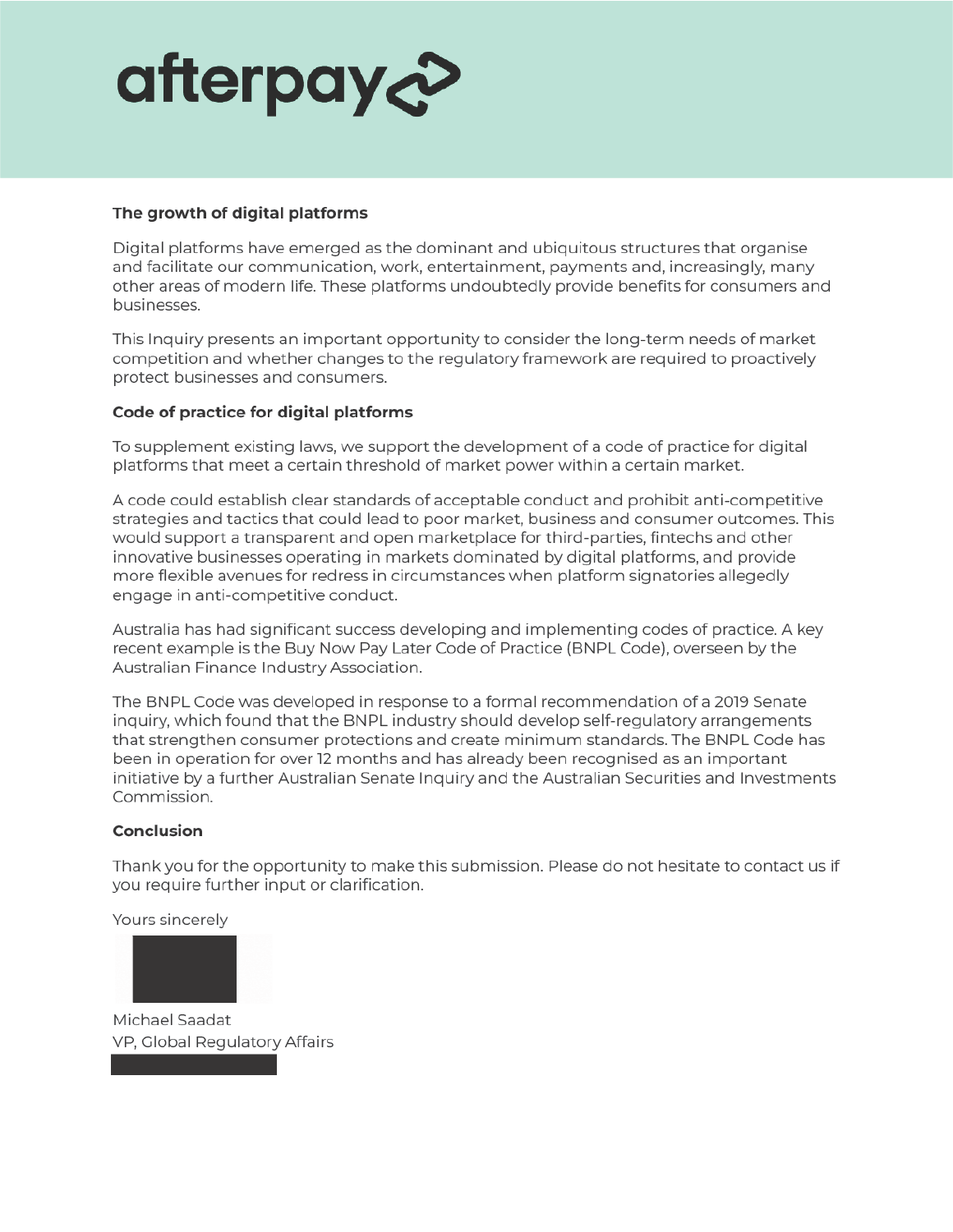afterpay

## The growth of digital platforms

Digital platforms have emerged as the dominant and ubiquitous structures that organise and facilitate our communication, work, entertainment, payments and, increasingly, many other areas of modern life. These platforms undoubtedly provide benefits for consumers and businesses.

This Inquiry presents an important opportunity to consider the long-term needs of market competition and whether changes to the regulatory framework are required to proactively protect businesses and consumers.

## Code of practice for digital platforms

To supplement existing laws, we support the development of a code of practice for digital platforms that meet a certain threshold of market power within a certain market.

A code could establish clear standards of acceptable conduct and prohibit anti-competitive strategies and tactics that could lead to poor market, business and consumer outcomes. This would support a transparent and open marketplace for third-parties, fintechs and other innovative businesses operating in markets dominated by digital platforms, and provide more flexible avenues for redress in circumstances when platform signatories allegedly engage in anti-competitive conduct.

Australia has had significant success developing and implementing codes of practice. A key recent example is the Buy Now Pay Later Code of Practice (BNPL Code), overseen by the Australian Finance Industry Association.

The BNPL Code was developed in response to a formal recommendation of a 2019 Senate inquiry, which found that the BNPL industry should develop self-regulatory arrangements that strengthen consumer protections and create minimum standards. The BNPL Code has been in operation for over 12 months and has already been recognised as an important initiative by a further Australian Senate Inquiry and the Australian Securities and Investments Commission.

## Conclusion

Thank you for the opportunity to make this submission. Please do not hesitate to contact us if you require further input or clarification.

Yours sincerely

Michael Saadat
VP, Global Regulatory Affairs